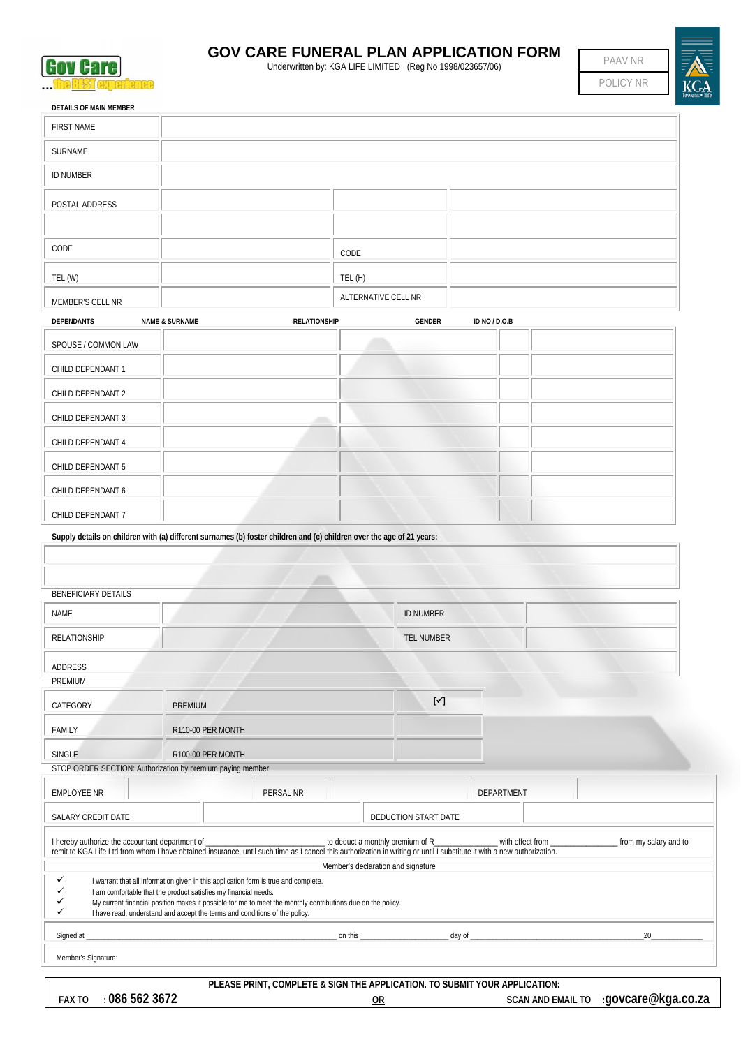Gov Care ...the BEST experience

# GOV CARE FUNERAL PLAN APPLICATION FORM

Underwritten by: KGA LIFE LIMITED (Reg No 1998/023657/06)

| PAAV NR |
|---|
| POLICY NR |

KGA lewens • life

**DETAILS OF MAIN MEMBER**

| | | | |
|---|---|---|---|
| FIRST NAME | | | |
| SURNAME | | | |
| ID NUMBER | | | |
| POSTAL ADDRESS | | | |
| | | | |
| CODE | | CODE | |
| TEL (W) | | TEL (H) | |
| MEMBER'S CELL NR | | ALTERNATIVE CELL NR | |

| DEPENDANTS | NAME & SURNAME | RELATIONSHIP | GENDER | ID NO / D.O.B |
|---|---|---|---|---|
| SPOUSE / COMMON LAW | | | | |
| CHILD DEPENDANT 1 | | | | |
| CHILD DEPENDANT 2 | | | | |
| CHILD DEPENDANT 3 | | | | |
| CHILD DEPENDANT 4 | | | | |
| CHILD DEPENDANT 5 | | | | |
| CHILD DEPENDANT 6 | | | | |
| CHILD DEPENDANT 7 | | | | |

**Supply details on children with (a) different surnames (b) foster children and (c) children over the age of 21 years:**

| |
|---|
| |
| |

BENEFICIARY DETAILS

| | | | |
|---|---|---|---|
| NAME | | ID NUMBER | |
| RELATIONSHIP | | TEL NUMBER | |
| ADDRESS | | | |

PREMIUM

| CATEGORY | PREMIUM | [✓] |
|---|---|---|
| FAMILY | R110-00 PER MONTH | |
| SINGLE | R100-00 PER MONTH | |

STOP ORDER SECTION: Authorization by premium paying member

| | | | | | |
|---|---|---|---|---|---|
| EMPLOYEE NR | | PERSAL NR | | DEPARTMENT | |
| SALARY CREDIT DATE | | DEDUCTION START DATE | | | |

I hereby authorize the accountant department of ______________________ to deduct a monthly premium of R______________ with effect from ______________ from my salary and to remit to KGA Life Ltd from whom I have obtained insurance, until such time as I cancel this authorization in writing or until I substitute it with a new authorization.

Member's declaration and signature

- ✓ I warrant that all information given in this application form is true and complete.
- ✓ I am comfortable that the product satisfies my financial needs.
- ✓ My current financial position makes it possible for me to meet the monthly contributions due on the policy.
- ✓ I have read, understand and accept the terms and conditions of the policy.

Signed at ______________________________ on this ______________ day of ______________________________ 20__________

Member's Signature:

**PLEASE PRINT, COMPLETE & SIGN THE APPLICATION. TO SUBMIT YOUR APPLICATION:**

**FAX TO : 086 562 3672** **OR** **SCAN AND EMAIL TO :govcare@kga.co.za**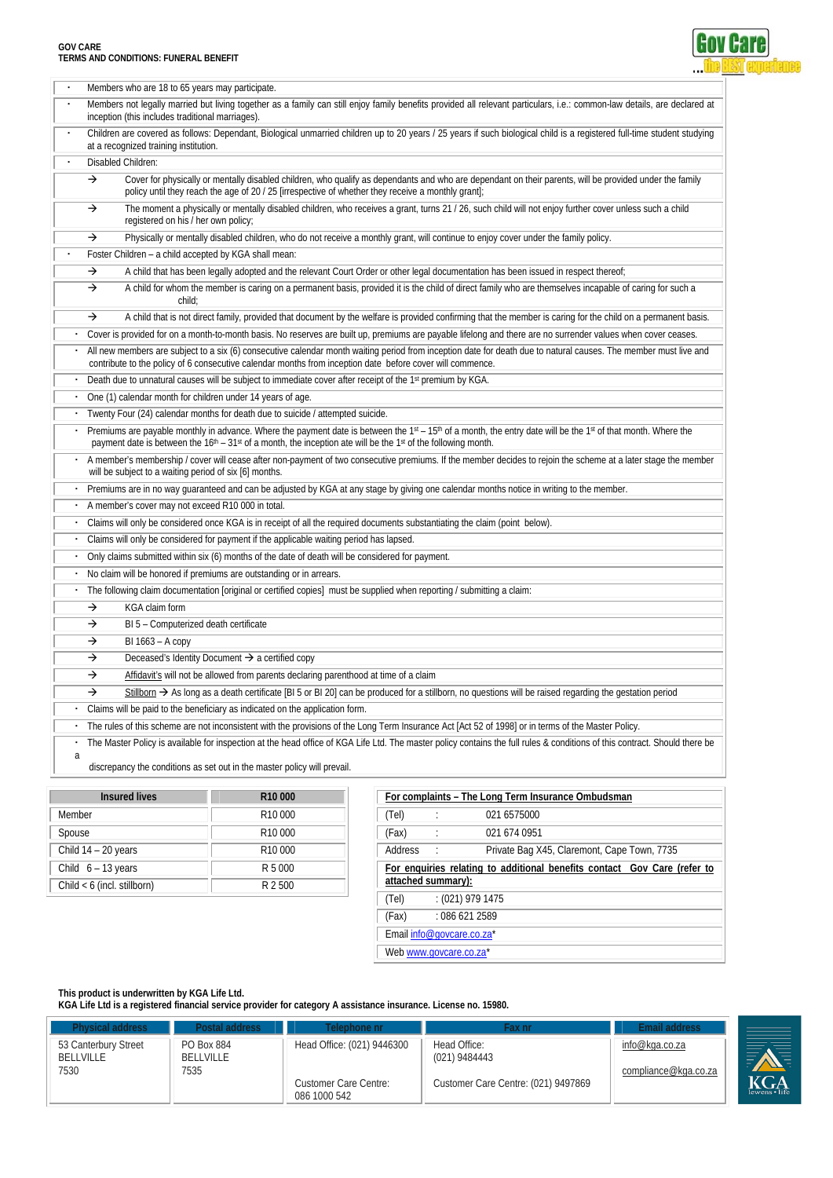GOV CARE
TERMS AND CONDITIONS: FUNERAL BENEFIT

- Members who are 18 to 65 years may participate.
- Members not legally married but living together as a family can still enjoy family benefits provided all relevant particulars, i.e.: common-law details, are declared at inception (this includes traditional marriages).
- Children are covered as follows: Dependant, Biological unmarried children up to 20 years / 25 years if such biological child is a registered full-time student studying at a recognized training institution.
- Disabled Children:
  - → Cover for physically or mentally disabled children, who qualify as dependants and who are dependant on their parents, will be provided under the family policy until they reach the age of 20 / 25 [irrespective of whether they receive a monthly grant];
  - → The moment a physically or mentally disabled children, who receives a grant, turns 21 / 26, such child will not enjoy further cover unless such a child registered on his / her own policy;
  - → Physically or mentally disabled children, who do not receive a monthly grant, will continue to enjoy cover under the family policy.
- Foster Children – a child accepted by KGA shall mean:
  - → A child that has been legally adopted and the relevant Court Order or other legal documentation has been issued in respect thereof;
  - → A child for whom the member is caring on a permanent basis, provided it is the child of direct family who are themselves incapable of caring for such a child;
  - → A child that is not direct family, provided that document by the welfare is provided confirming that the member is caring for the child on a permanent basis.
- Cover is provided for on a month-to-month basis. No reserves are built up, premiums are payable lifelong and there are no surrender values when cover ceases.
- All new members are subject to a six (6) consecutive calendar month waiting period from inception date for death due to natural causes. The member must live and contribute to the policy of 6 consecutive calendar months from inception date before cover will commence.
- Death due to unnatural causes will be subject to immediate cover after receipt of the 1st premium by KGA.
- One (1) calendar month for children under 14 years of age.
- Twenty Four (24) calendar months for death due to suicide / attempted suicide.
- Premiums are payable monthly in advance. Where the payment date is between the 1st – 15th of a month, the entry date will be the 1st of that month. Where the payment date is between the 16th – 31st of a month, the inception ate will be the 1st of the following month.
- A member's membership / cover will cease after non-payment of two consecutive premiums. If the member decides to rejoin the scheme at a later stage the member will be subject to a waiting period of six [6] months.
- Premiums are in no way guaranteed and can be adjusted by KGA at any stage by giving one calendar months notice in writing to the member.
- A member's cover may not exceed R10 000 in total.
- Claims will only be considered once KGA is in receipt of all the required documents substantiating the claim (point below).
- Claims will only be considered for payment if the applicable waiting period has lapsed.
- Only claims submitted within six (6) months of the date of death will be considered for payment.
- No claim will be honored if premiums are outstanding or in arrears.
- The following claim documentation [original or certified copies] must be supplied when reporting / submitting a claim:
  - → KGA claim form
  - → BI 5 – Computerized death certificate
  - → BI 1663 – A copy
  - → Deceased's Identity Document → a certified copy
  - → Affidavit's will not be allowed from parents declaring parenthood at time of a claim
  - → Stillborn → As long as a death certificate [BI 5 or BI 20] can be produced for a stillborn, no questions will be raised regarding the gestation period
- Claims will be paid to the beneficiary as indicated on the application form.
- The rules of this scheme are not inconsistent with the provisions of the Long Term Insurance Act [Act 52 of 1998] or in terms of the Master Policy.
- The Master Policy is available for inspection at the head office of KGA Life Ltd. The master policy contains the full rules & conditions of this contract. Should there be a discrepancy the conditions as set out in the master policy will prevail.

| Insured lives | R10 000 |
|---|---|
| Member | R10 000 |
| Spouse | R10 000 |
| Child 14 – 20 years | R10 000 |
| Child 6 – 13 years | R 5 000 |
| Child < 6 (incl. stillborn) | R 2 500 |

**For complaints – The Long Term Insurance Ombudsman**

| | | |
|---|---|---|
| (Tel) | : | 021 6575000 |
| (Fax) | : | 021 674 0951 |
| Address | : | Private Bag X45, Claremont, Cape Town, 7735 |

**For enquiries relating to additional benefits contact Gov Care (refer to attached summary):**

(Tel) : (021) 979 1475
(Fax) : 086 621 2589
Email info@govcare.co.za*
Web www.govcare.co.za*

**This product is underwritten by KGA Life Ltd.**
**KGA Life Ltd is a registered financial service provider for category A assistance insurance. License no. 15980.**

| Physical address | Postal address | Telephone nr | Fax nr | Email address |
|---|---|---|---|---|
| 53 Canterbury Street<br>BELLVILLE<br>7530 | PO Box 884<br>BELLVILLE<br>7535 | Head Office: (021) 9446300<br><br>Customer Care Centre:<br>086 1000 542 | Head Office:<br>(021) 9484443<br><br>Customer Care Centre: (021) 9497869 | info@kga.co.za<br><br>compliance@kga.co.za |